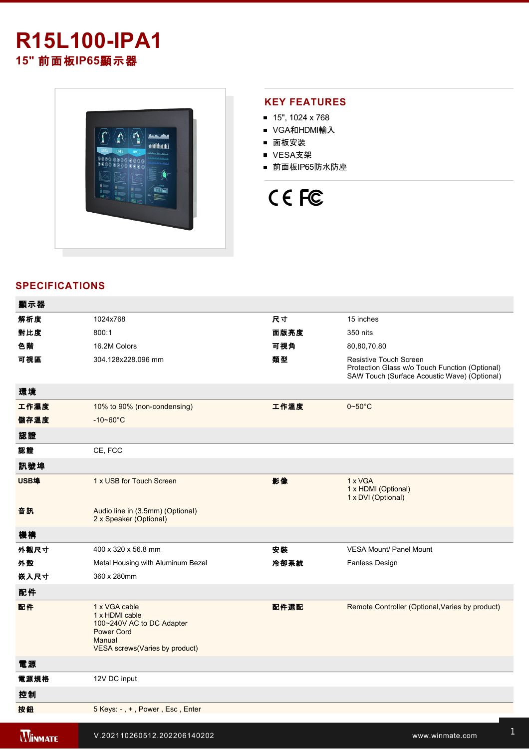# R15L100-IPA1

## 15" 前面板IP65顯示器

## KEY FEATURES

- 15", 1024 x 768
- VGA和HDMI輸入
- 面板安裝
- VESA支架
- 前面板IP65防水防塵

## SPECIFICATIONS

| 顯示器 | | | |
|---|---|---|---|
| 解析度 | 1024x768 | 尺寸 | 15 inches |
| 對比度 | 800:1 | 面版亮度 | 350 nits |
| 色階 | 16.2M Colors | 可視角 | 80,80,70,80 |
| 可視區 | 304.128x228.096 mm | 類型 | Resistive Touch Screen<br>Protection Glass w/o Touch Function (Optional)<br>SAW Touch (Surface Acoustic Wave) (Optional) |
| **環境** | | | |
| 工作濕度 | 10% to 90% (non-condensing) | 工作溫度 | 0~50°C |
| 儲存溫度 | -10~60°C | | |
| **認證** | | | |
| 認證 | CE, FCC | | |
| **訊號埠** | | | |
| USB埠 | 1 x USB for Touch Screen | 影像 | 1 x VGA<br>1 x HDMI (Optional)<br>1 x DVI (Optional) |
| 音訊 | Audio line in (3.5mm) (Optional)<br>2 x Speaker (Optional) | | |
| **機構** | | | |
| 外觀尺寸 | 400 x 320 x 56.8 mm | 安裝 | VESA Mount/ Panel Mount |
| 外殼 | Metal Housing with Aluminum Bezel | 冷卻系統 | Fanless Design |
| 嵌入尺寸 | 360 x 280mm | | |
| **配件** | | | |
| 配件 | 1 x VGA cable<br>1 x HDMI cable<br>100~240V AC to DC Adapter<br>Power Cord<br>Manual<br>VESA screws(Varies by product) | 配件選配 | Remote Controller (Optional,Varies by product) |
| **電源** | | | |
| 電源規格 | 12V DC input | | |
| **控制** | | | |
| 按鈕 | 5 Keys: - , + , Power , Esc , Enter | | |

V.202110260512.202206140202 www.winmate.com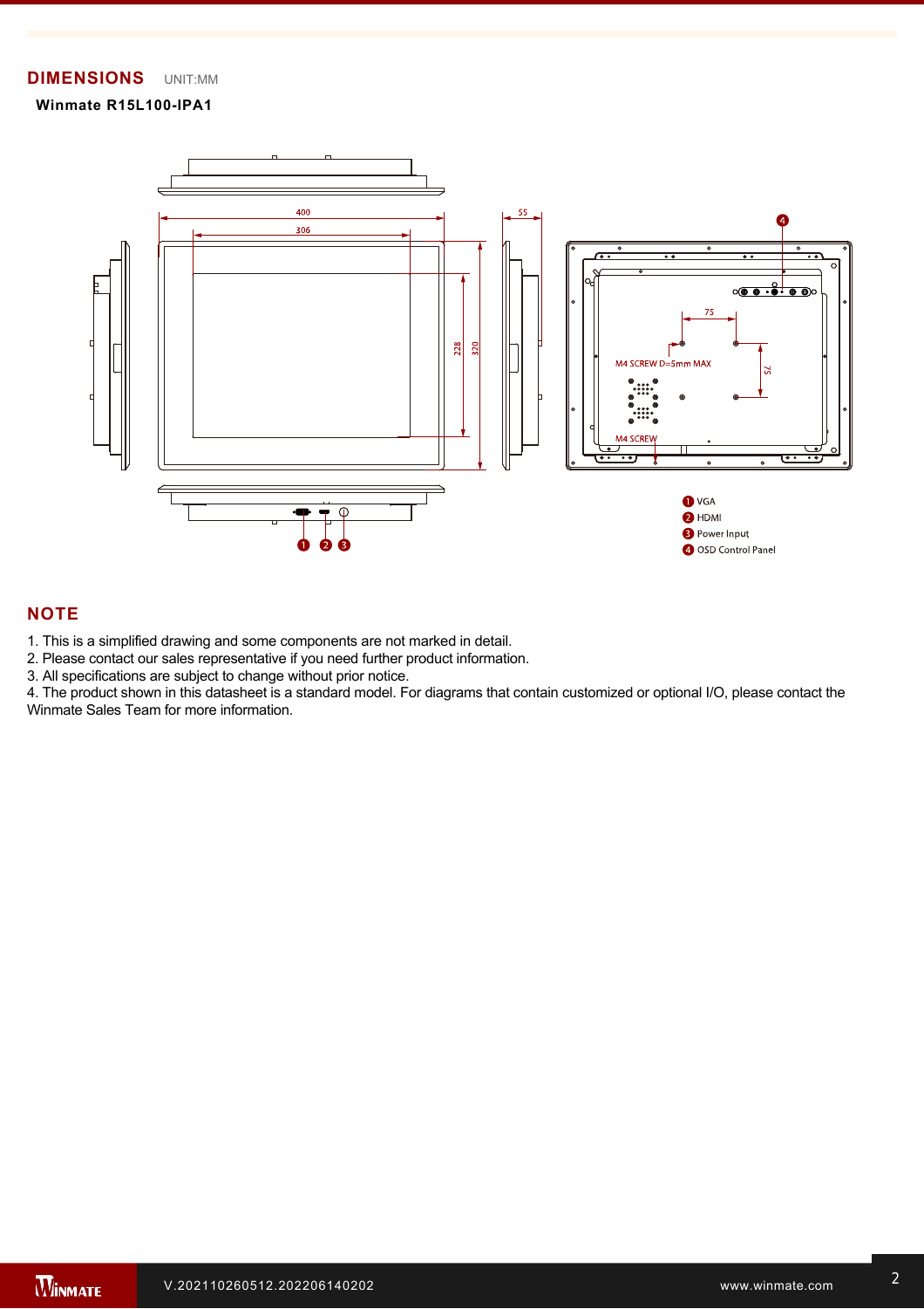## DIMENSIONS UNIT:MM

**Winmate R15L100-IPA1**

400
306
55
228
320
75
75
M4 SCREW D=5mm MAX
M4 SCREW

1 VGA
2 HDMI
3 Power Input
4 OSD Control Panel

## NOTE

1. This is a simplified drawing and some components are not marked in detail.
2. Please contact our sales representative if you need further product information.
3. All specifications are subject to change without prior notice.
4. The product shown in this datasheet is a standard model. For diagrams that contain customized or optional I/O, please contact the Winmate Sales Team for more information.